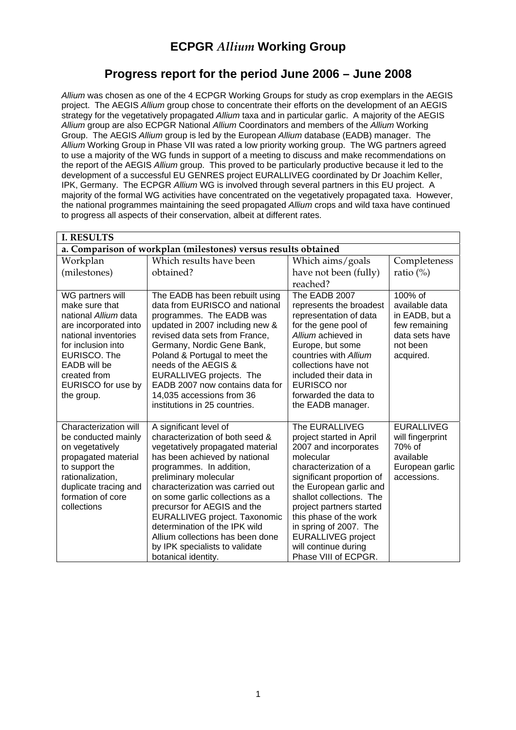# ECPGR *Allium* Working Group

## Progress report for the period June 2006 – June 2008

*Allium* was chosen as one of the 4 ECPGR Working Groups for study as crop exemplars in the AEGIS project. The AEGIS *Allium* group chose to concentrate their efforts on the development of an AEGIS strategy for the vegetatively propagated *Allium* taxa and in particular garlic. A majority of the AEGIS *Allium* group are also ECPGR National *Allium* Coordinators and members of the *Allium* Working Group. The AEGIS *Allium* group is led by the European *Allium* database (EADB) manager. The *Allium* Working Group in Phase VII was rated a low priority working group. The WG partners agreed to use a majority of the WG funds in support of a meeting to discuss and make recommendations on the report of the AEGIS *Allium* group. This proved to be particularly productive because it led to the development of a successful EU GENRES project EURALLIVEG coordinated by Dr Joachim Keller, IPK, Germany. The ECPGR *Allium* WG is involved through several partners in this EU project. A majority of the formal WG activities have concentrated on the vegetatively propagated taxa. However, the national programmes maintaining the seed propagated *Allium* crops and wild taxa have continued to progress all aspects of their conservation, albeit at different rates.

| **I. RESULTS** | | | |
|---|---|---|---|
| **a. Comparison of workplan (milestones) versus results obtained** | | | |
| Workplan (milestones) | Which results have been obtained? | Which aims/goals have not been (fully) reached? | Completeness ratio (%) |
| WG partners will make sure that national *Allium* data are incorporated into national inventories for inclusion into EURISCO. The EADB will be created from EURISCO for use by the group. | The EADB has been rebuilt using data from EURISCO and national programmes. The EADB was updated in 2007 including new & revised data sets from France, Germany, Nordic Gene Bank, Poland & Portugal to meet the needs of the AEGIS & EURALLIVEG projects. The EADB 2007 now contains data for 14,035 accessions from 36 institutions in 25 countries. | The EADB 2007 represents the broadest representation of data for the gene pool of *Allium* achieved in Europe, but some countries with *Allium* collections have not included their data in EURISCO nor forwarded the data to the EADB manager. | 100% of available data in EADB, but a few remaining data sets have not been acquired. |
| Characterization will be conducted mainly on vegetatively propagated material to support the rationalization, duplicate tracing and formation of core collections | A significant level of characterization of both seed & vegetatively propagated material has been achieved by national programmes. In addition, preliminary molecular characterization was carried out on some garlic collections as a precursor for AEGIS and the EURALLIVEG project. Taxonomic determination of the IPK wild Allium collections has been done by IPK specialists to validate botanical identity. | The EURALLIVEG project started in April 2007 and incorporates molecular characterization of a significant proportion of the European garlic and shallot collections. The project partners started this phase of the work in spring of 2007. The EURALLIVEG project will continue during Phase VIII of ECPGR. | EURALLIVEG will fingerprint 70% of available European garlic accessions. |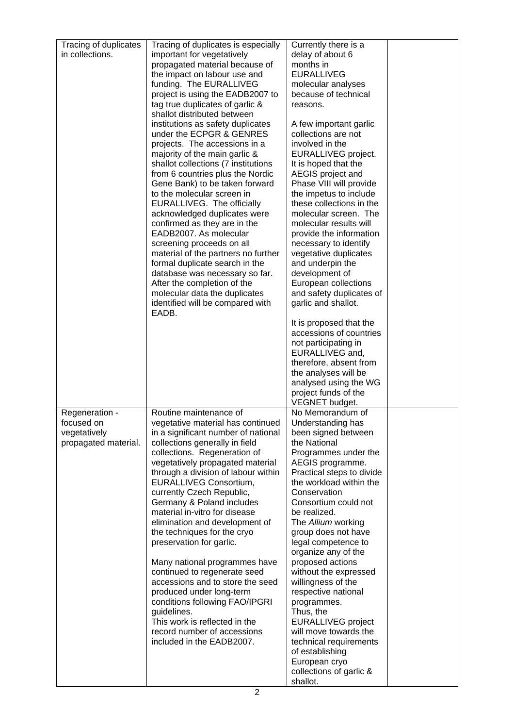| Tracing of duplicates in collections. | Tracing of duplicates is especially important for vegetatively propagated material because of the impact on labour use and funding. The EURALLIVEG project is using the EADB2007 to tag true duplicates of garlic & shallot distributed between institutions as safety duplicates under the ECPGR & GENRES projects. The accessions in a majority of the main garlic & shallot collections (7 institutions from 6 countries plus the Nordic Gene Bank) to be taken forward to the molecular screen in EURALLIVEG. The officially acknowledged duplicates were confirmed as they are in the EADB2007. As molecular screening proceeds on all material of the partners no further formal duplicate search in the database was necessary so far. After the completion of the molecular data the duplicates identified will be compared with EADB. | Currently there is a delay of about 6 months in EURALLIVEG molecular analyses because of technical reasons.<br><br>A few important garlic collections are not involved in the EURALLIVEG project. It is hoped that the AEGIS project and Phase VIII will provide the impetus to include these collections in the molecular screen. The molecular results will provide the information necessary to identify vegetative duplicates and underpin the development of European collections and safety duplicates of garlic and shallot.<br><br>It is proposed that the accessions of countries not participating in EURALLIVEG and, therefore, absent from the analyses will be analysed using the WG project funds of the VEGNET budget. | |
|---|---|---|---|
| Regeneration - focused on vegetatively propagated material. | Routine maintenance of vegetative material has continued in a significant number of national collections generally in field collections. Regeneration of vegetatively propagated material through a division of labour within EURALLIVEG Consortium, currently Czech Republic, Germany & Poland includes material in-vitro for disease elimination and development of the techniques for the cryo preservation for garlic.<br><br>Many national programmes have continued to regenerate seed accessions and to store the seed produced under long-term conditions following FAO/IPGRI guidelines.<br>This work is reflected in the record number of accessions included in the EADB2007. | No Memorandum of Understanding has been signed between the National Programmes under the AEGIS programme.<br>Practical steps to divide the workload within the Conservation Consortium could not be realized.<br>The *Allium* working group does not have legal competence to organize any of the proposed actions without the expressed willingness of the respective national programmes.<br>Thus, the EURALLIVEG project will move towards the technical requirements of establishing European cryo collections of garlic & shallot. | |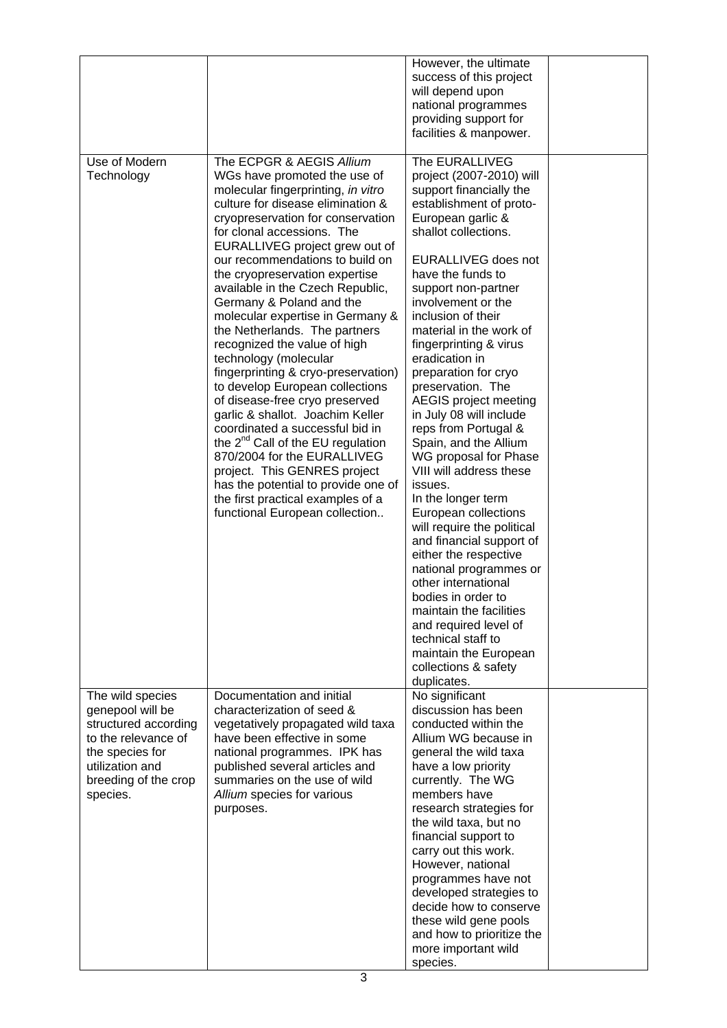| | | | |
|---|---|---|---|
| | | However, the ultimate success of this project will depend upon national programmes providing support for facilities & manpower. | |
| Use of Modern Technology | The ECPGR & AEGIS *Allium* WGs have promoted the use of molecular fingerprinting, *in vitro* culture for disease elimination & cryopreservation for conservation for clonal accessions. The EURALLIVEG project grew out of our recommendations to build on the cryopreservation expertise available in the Czech Republic, Germany & Poland and the molecular expertise in Germany & the Netherlands. The partners recognized the value of high technology (molecular fingerprinting & cryo-preservation) to develop European collections of disease-free cryo preserved garlic & shallot. Joachim Keller coordinated a successful bid in the 2nd Call of the EU regulation 870/2004 for the EURALLIVEG project. This GENRES project has the potential to provide one of the first practical examples of a functional European collection.. | The EURALLIVEG project (2007-2010) will support financially the establishment of proto-European garlic & shallot collections.<br><br>EURALLIVEG does not have the funds to support non-partner involvement or the inclusion of their material in the work of fingerprinting & virus eradication in preparation for cryo preservation. The AEGIS project meeting in July 08 will include reps from Portugal & Spain, and the Allium WG proposal for Phase VIII will address these issues.<br>In the longer term European collections will require the political and financial support of either the respective national programmes or other international bodies in order to maintain the facilities and required level of technical staff to maintain the European collections & safety duplicates. | |
| The wild species genepool will be structured according to the relevance of the species for utilization and breeding of the crop species. | Documentation and initial characterization of seed & vegetatively propagated wild taxa have been effective in some national programmes. IPK has published several articles and summaries on the use of wild *Allium* species for various purposes. | No significant discussion has been conducted within the Allium WG because in general the wild taxa have a low priority currently. The WG members have research strategies for the wild taxa, but no financial support to carry out this work. However, national programmes have not developed strategies to decide how to conserve these wild gene pools and how to prioritize the more important wild species. | |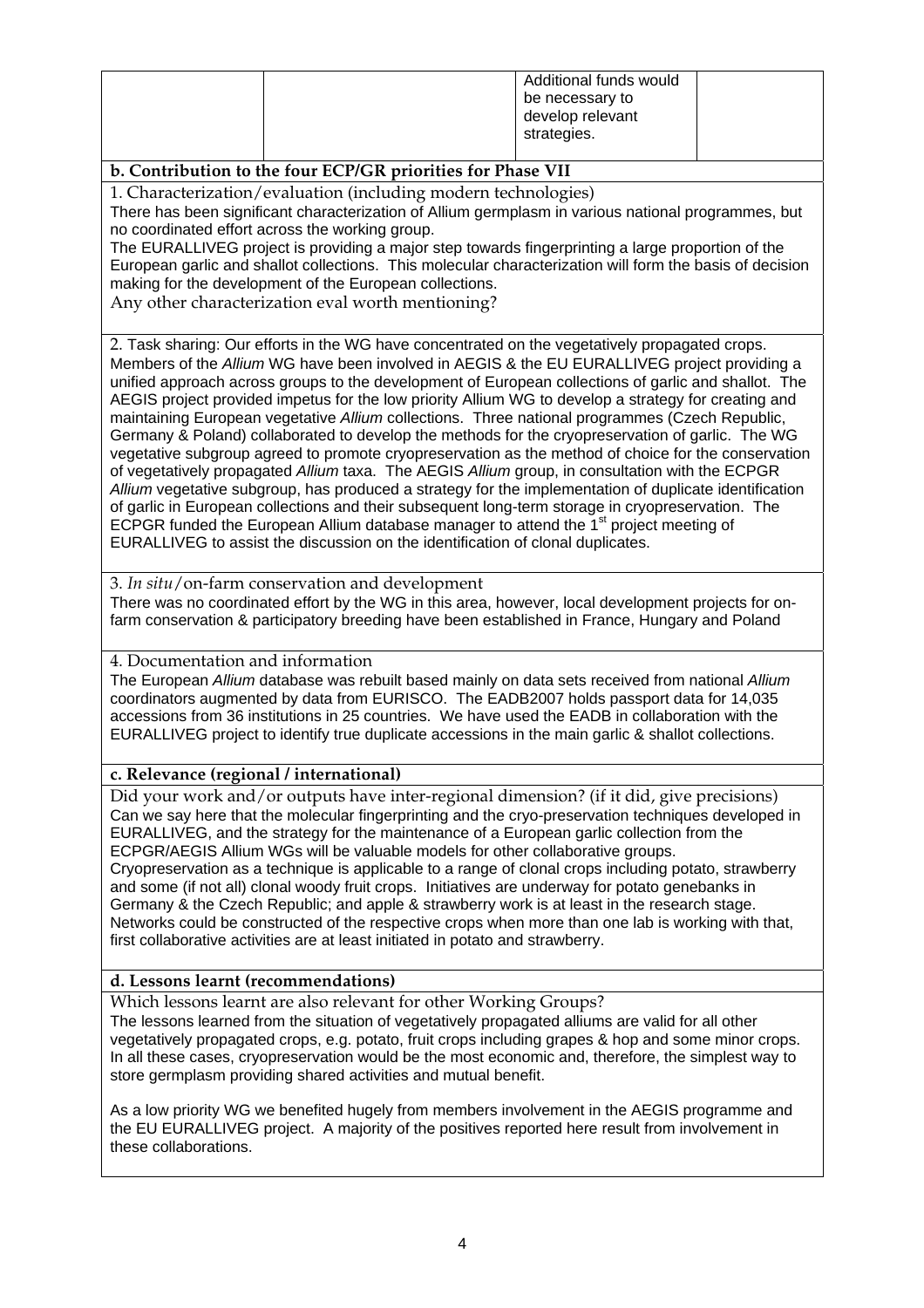| | | Additional funds would be necessary to develop relevant strategies. | |
|---|---|---|---|

**b. Contribution to the four ECP/GR priorities for Phase VII**

1. Characterization/evaluation (including modern technologies)

There has been significant characterization of Allium germplasm in various national programmes, but no coordinated effort across the working group.

The EURALLIVEG project is providing a major step towards fingerprinting a large proportion of the European garlic and shallot collections. This molecular characterization will form the basis of decision making for the development of the European collections.

Any other characterization eval worth mentioning?

2. Task sharing: Our efforts in the WG have concentrated on the vegetatively propagated crops. Members of the *Allium* WG have been involved in AEGIS & the EU EURALLIVEG project providing a unified approach across groups to the development of European collections of garlic and shallot. The AEGIS project provided impetus for the low priority Allium WG to develop a strategy for creating and maintaining European vegetative *Allium* collections. Three national programmes (Czech Republic, Germany & Poland) collaborated to develop the methods for the cryopreservation of garlic. The WG vegetative subgroup agreed to promote cryopreservation as the method of choice for the conservation of vegetatively propagated *Allium* taxa. The AEGIS *Allium* group, in consultation with the ECPGR *Allium* vegetative subgroup, has produced a strategy for the implementation of duplicate identification of garlic in European collections and their subsequent long-term storage in cryopreservation. The ECPGR funded the European Allium database manager to attend the 1st project meeting of EURALLIVEG to assist the discussion on the identification of clonal duplicates.

3. *In situ*/on-farm conservation and development

There was no coordinated effort by the WG in this area, however, local development projects for on-farm conservation & participatory breeding have been established in France, Hungary and Poland

4. Documentation and information

The European *Allium* database was rebuilt based mainly on data sets received from national *Allium* coordinators augmented by data from EURISCO. The EADB2007 holds passport data for 14,035 accessions from 36 institutions in 25 countries. We have used the EADB in collaboration with the EURALLIVEG project to identify true duplicate accessions in the main garlic & shallot collections.

**c. Relevance (regional / international)**

Did your work and/or outputs have inter-regional dimension? (if it did, give precisions)

Can we say here that the molecular fingerprinting and the cryo-preservation techniques developed in EURALLIVEG, and the strategy for the maintenance of a European garlic collection from the ECPGR/AEGIS Allium WGs will be valuable models for other collaborative groups.

Cryopreservation as a technique is applicable to a range of clonal crops including potato, strawberry and some (if not all) clonal woody fruit crops. Initiatives are underway for potato genebanks in Germany & the Czech Republic; and apple & strawberry work is at least in the research stage. Networks could be constructed of the respective crops when more than one lab is working with that, first collaborative activities are at least initiated in potato and strawberry.

**d. Lessons learnt (recommendations)**

Which lessons learnt are also relevant for other Working Groups?

The lessons learned from the situation of vegetatively propagated alliums are valid for all other vegetatively propagated crops, e.g. potato, fruit crops including grapes & hop and some minor crops. In all these cases, cryopreservation would be the most economic and, therefore, the simplest way to store germplasm providing shared activities and mutual benefit.

As a low priority WG we benefited hugely from members involvement in the AEGIS programme and the EU EURALLIVEG project. A majority of the positives reported here result from involvement in these collaborations.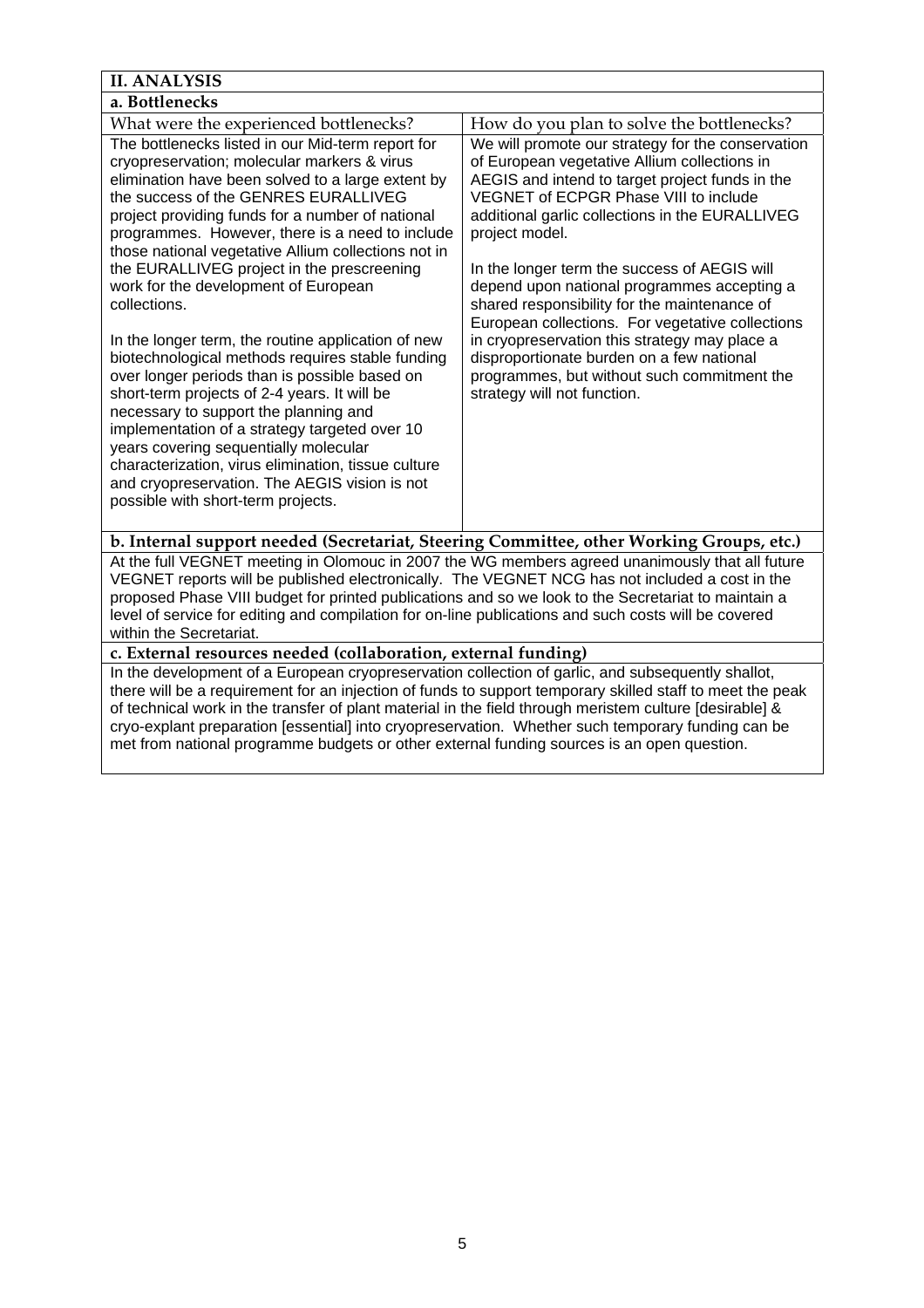## II. ANALYSIS

### a. Bottlenecks

| What were the experienced bottlenecks? | How do you plan to solve the bottlenecks? |
|---|---|
| The bottlenecks listed in our Mid-term report for cryopreservation; molecular markers & virus elimination have been solved to a large extent by the success of the GENRES EURALLIVEG project providing funds for a number of national programmes. However, there is a need to include those national vegetative Allium collections not in the EURALLIVEG project in the prescreening work for the development of European collections.<br><br>In the longer term, the routine application of new biotechnological methods requires stable funding over longer periods than is possible based on short-term projects of 2-4 years. It will be necessary to support the planning and implementation of a strategy targeted over 10 years covering sequentially molecular characterization, virus elimination, tissue culture and cryopreservation. The AEGIS vision is not possible with short-term projects. | We will promote our strategy for the conservation of European vegetative Allium collections in AEGIS and intend to target project funds in the VEGNET of ECPGR Phase VIII to include additional garlic collections in the EURALLIVEG project model.<br><br>In the longer term the success of AEGIS will depend upon national programmes accepting a shared responsibility for the maintenance of European collections. For vegetative collections in cryopreservation this strategy may place a disproportionate burden on a few national programmes, but without such commitment the strategy will not function. |

### b. Internal support needed (Secretariat, Steering Committee, other Working Groups, etc.)

At the full VEGNET meeting in Olomouc in 2007 the WG members agreed unanimously that all future VEGNET reports will be published electronically. The VEGNET NCG has not included a cost in the proposed Phase VIII budget for printed publications and so we look to the Secretariat to maintain a level of service for editing and compilation for on-line publications and such costs will be covered within the Secretariat.

### c. External resources needed (collaboration, external funding)

In the development of a European cryopreservation collection of garlic, and subsequently shallot, there will be a requirement for an injection of funds to support temporary skilled staff to meet the peak of technical work in the transfer of plant material in the field through meristem culture [desirable] & cryo-explant preparation [essential] into cryopreservation. Whether such temporary funding can be met from national programme budgets or other external funding sources is an open question.